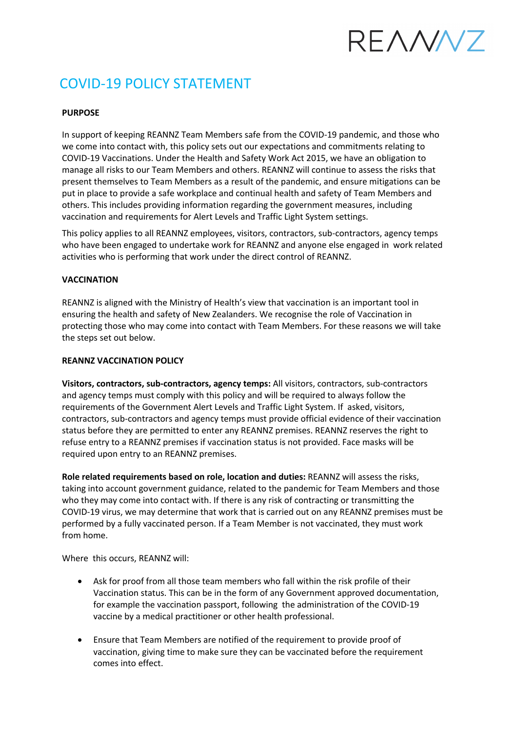REANNZ

# COVID-19 POLICY STATEMENT

**PURPOSE**

In support of keeping REANNZ Team Members safe from the COVID-19 pandemic, and those who we come into contact with, this policy sets out our expectations and commitments relating to COVID-19 Vaccinations. Under the Health and Safety Work Act 2015, we have an obligation to manage all risks to our Team Members and others. REANNZ will continue to assess the risks that present themselves to Team Members as a result of the pandemic, and ensure mitigations can be put in place to provide a safe workplace and continual health and safety of Team Members and others. This includes providing information regarding the government measures, including vaccination and requirements for Alert Levels and Traffic Light System settings.

This policy applies to all REANNZ employees, visitors, contractors, sub-contractors, agency temps who have been engaged to undertake work for REANNZ and anyone else engaged in work related activities who is performing that work under the direct control of REANNZ.

**VACCINATION**

REANNZ is aligned with the Ministry of Health's view that vaccination is an important tool in ensuring the health and safety of New Zealanders. We recognise the role of Vaccination in protecting those who may come into contact with Team Members. For these reasons we will take the steps set out below.

**REANNZ VACCINATION POLICY**

**Visitors, contractors, sub-contractors, agency temps:** All visitors, contractors, sub-contractors and agency temps must comply with this policy and will be required to always follow the requirements of the Government Alert Levels and Traffic Light System. If asked, visitors, contractors, sub-contractors and agency temps must provide official evidence of their vaccination status before they are permitted to enter any REANNZ premises. REANNZ reserves the right to refuse entry to a REANNZ premises if vaccination status is not provided. Face masks will be required upon entry to an REANNZ premises.

**Role related requirements based on role, location and duties:** REANNZ will assess the risks, taking into account government guidance, related to the pandemic for Team Members and those who they may come into contact with. If there is any risk of contracting or transmitting the COVID-19 virus, we may determine that work that is carried out on any REANNZ premises must be performed by a fully vaccinated person. If a Team Member is not vaccinated, they must work from home.

Where this occurs, REANNZ will:

- Ask for proof from all those team members who fall within the risk profile of their Vaccination status. This can be in the form of any Government approved documentation, for example the vaccination passport, following the administration of the COVID-19 vaccine by a medical practitioner or other health professional.
- Ensure that Team Members are notified of the requirement to provide proof of vaccination, giving time to make sure they can be vaccinated before the requirement comes into effect.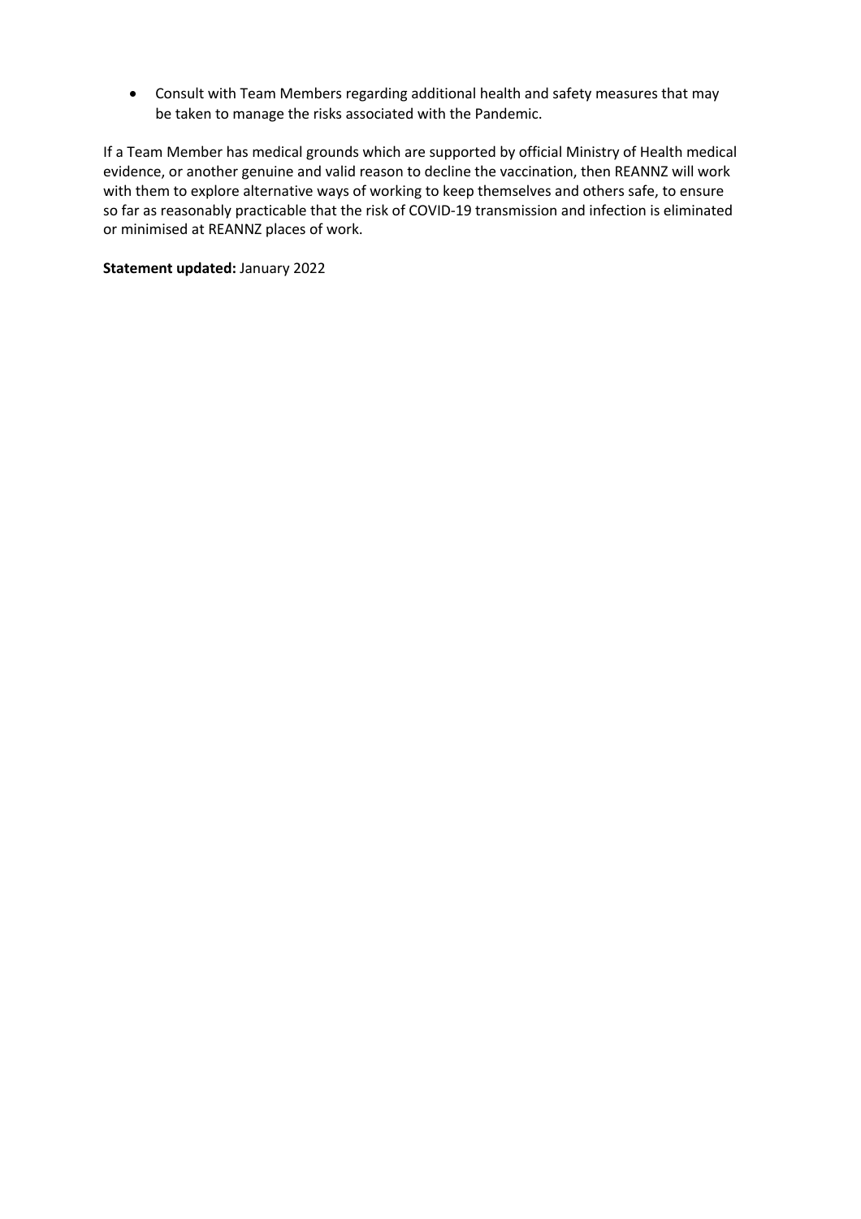- Consult with Team Members regarding additional health and safety measures that may be taken to manage the risks associated with the Pandemic.

If a Team Member has medical grounds which are supported by official Ministry of Health medical evidence, or another genuine and valid reason to decline the vaccination, then REANNZ will work with them to explore alternative ways of working to keep themselves and others safe, to ensure so far as reasonably practicable that the risk of COVID-19 transmission and infection is eliminated or minimised at REANNZ places of work.

**Statement updated:** January 2022